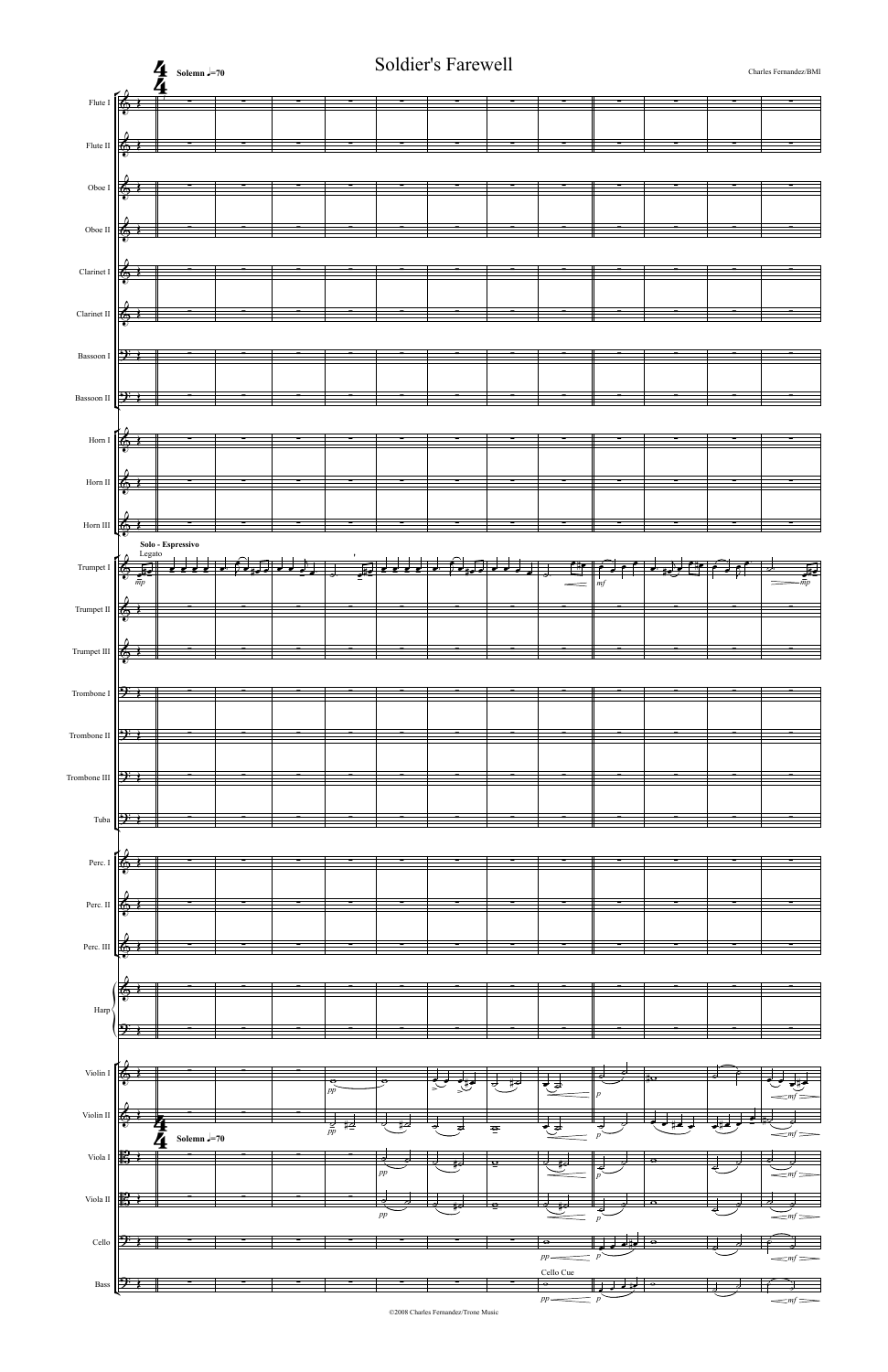# Soldier's Farewell

Charles Fernandez/BMI

Solemn ♩=70

Flute I, Flute II, Oboe I, Oboe II, Clarinet I, Clarinet II, Bassoon I, Bassoon II, Horn I, Horn II, Horn III

Solo - Espressivo
Legato

Trumpet I

Trumpet II, Trumpet III, Trombone I, Trombone II, Trombone III, Tuba, Perc. I, Perc. II, Perc. III, Harp

Violin I, Violin II

Solemn ♩=70

Viola I, Viola II, Cello

Cello Cue

Bass

©2008 Charles Fernandez/Trone Music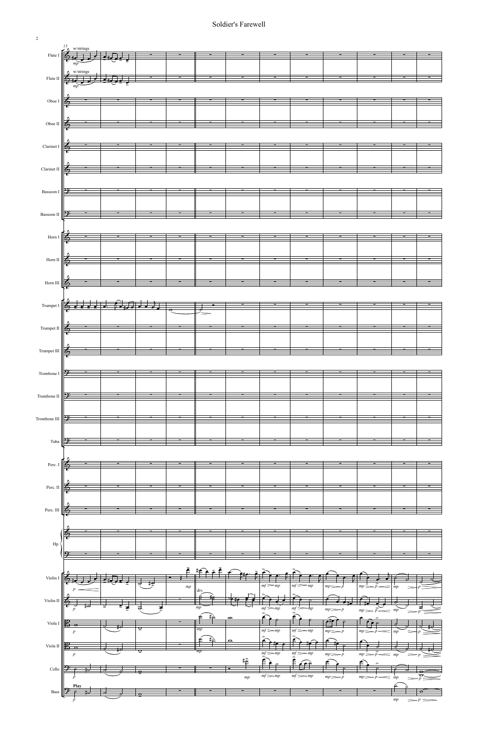# Soldier's Farewell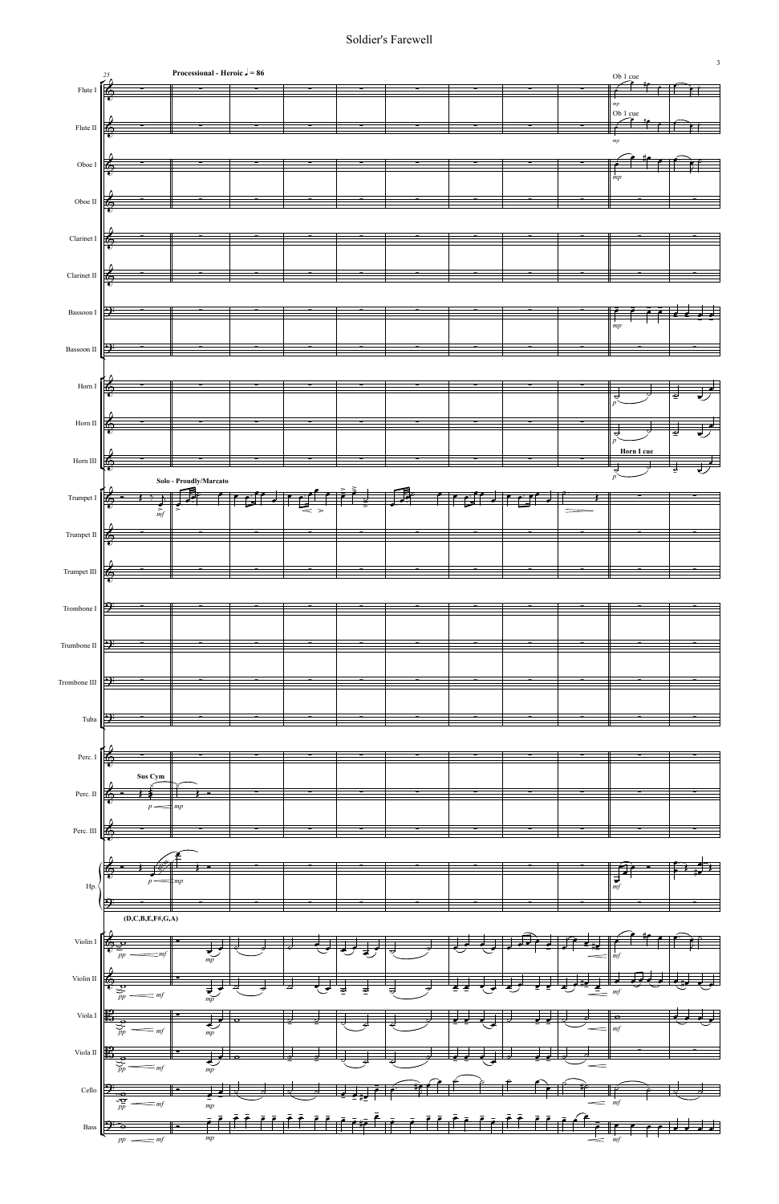# Soldier's Farewell

**Processional - Heroic ♩ = 86**

Flute I — Ob 1 cue — *mp*

Flute II — Ob 1 cue — *mp*

Oboe I — *mp*

Oboe II

Clarinet I

Clarinet II

Bassoon I — *mp*

Bassoon II

Horn I — *p*

Horn II — *p*

Horn III — Horn I cue — *p*

Trumpet I — Solo - Proudly/Marcato — *mf*

Trumpet II

Trumpet III

Trombone I

Trombone II

Trombone III

Tuba

Perc. I

Perc. II — Sus Cym — *p* — *mp*

Perc. III

Hp. — *p* — *mp* — *mf* — (D,C,B,E,F#,G,A)

Violin I — *pp* — *mf* — *mp* — *mf*

Violin II — *pp* — *mf* — *mp* — *mf*

Viola I — *pp* — *mf* — *mp* — *mf*

Viola II — *pp* — *mf* — *mp*

Cello — *pp* — *mf* — *mp* — *mf*

Bass — *pp* — *mf* — *mp* — *mf*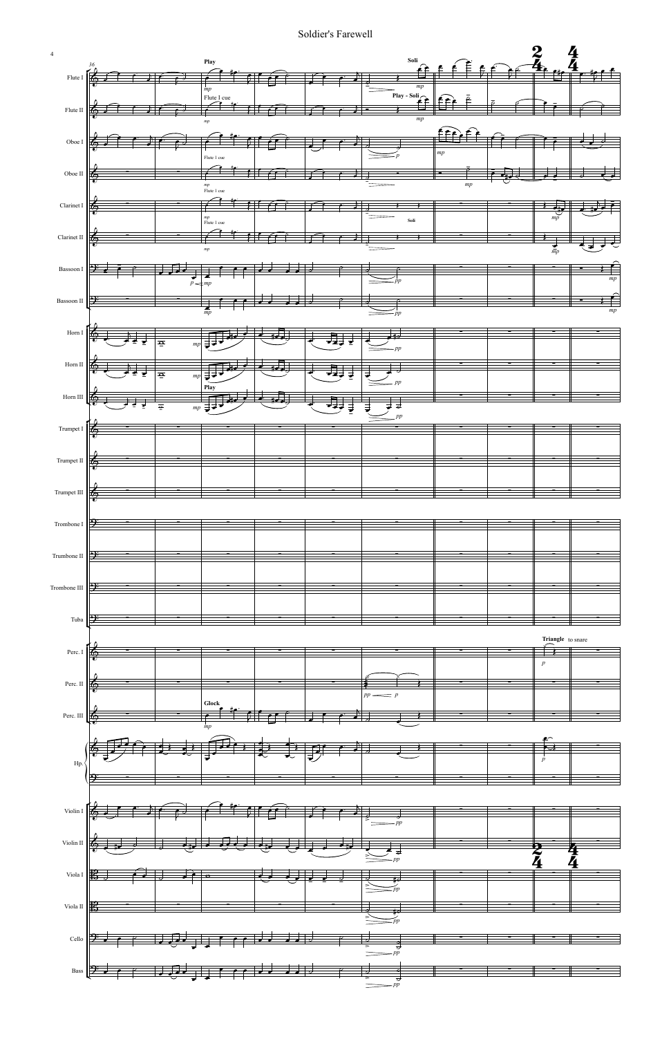# Soldier's Farewell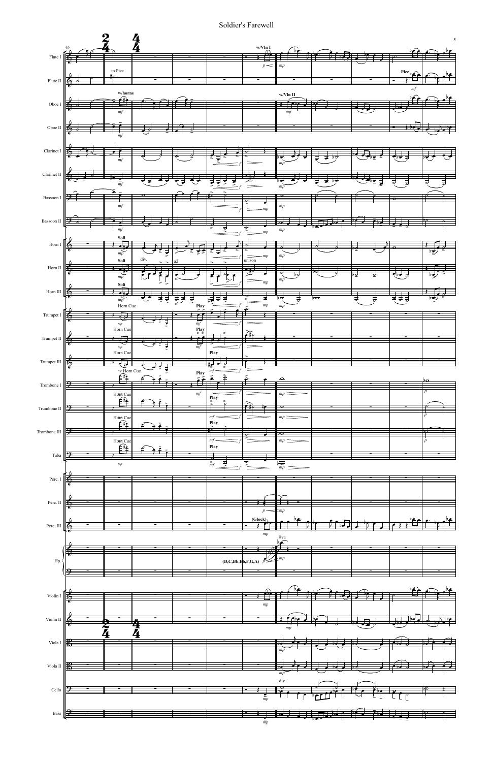# Soldier's Farewell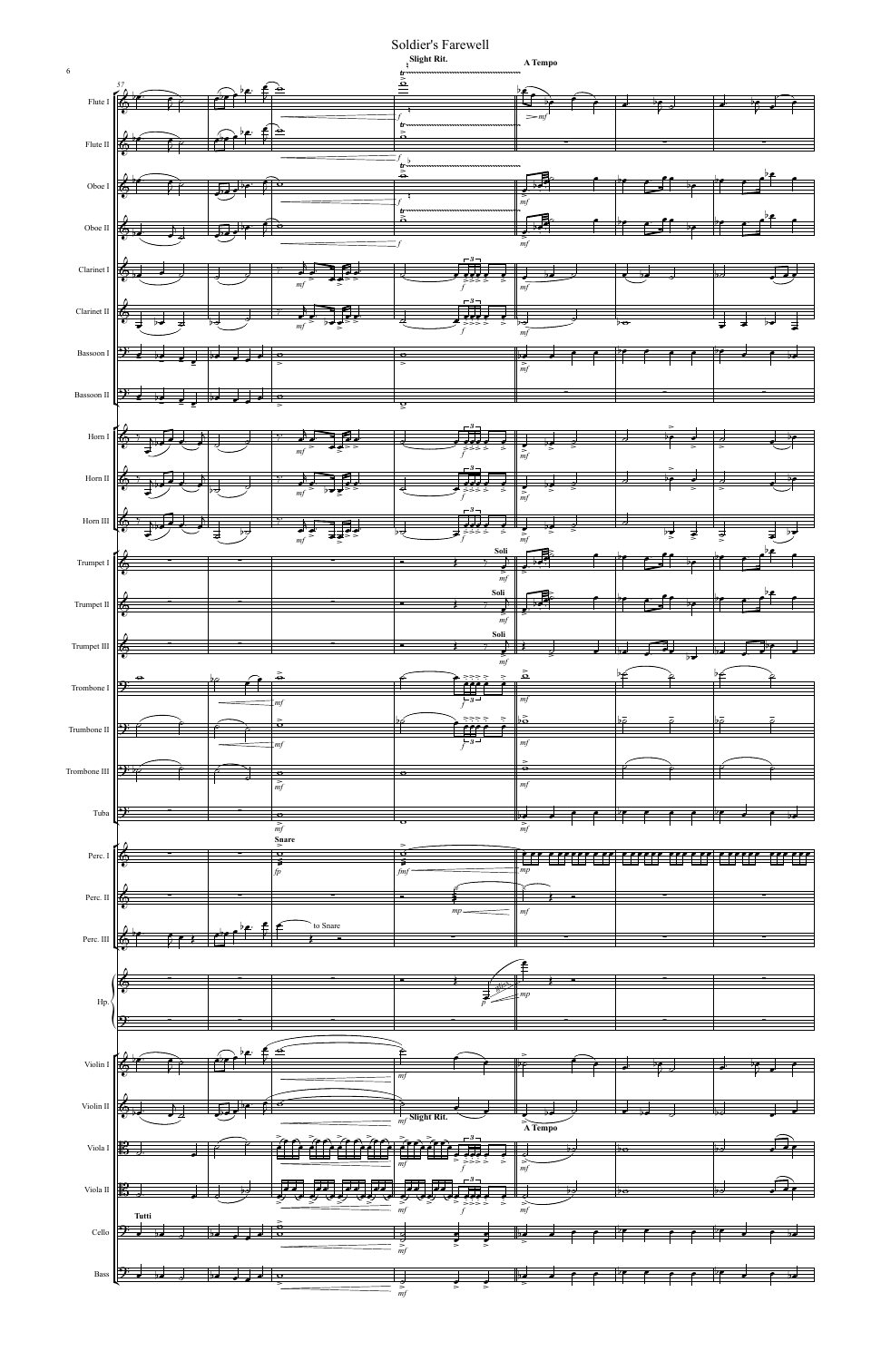# Soldier's Farewell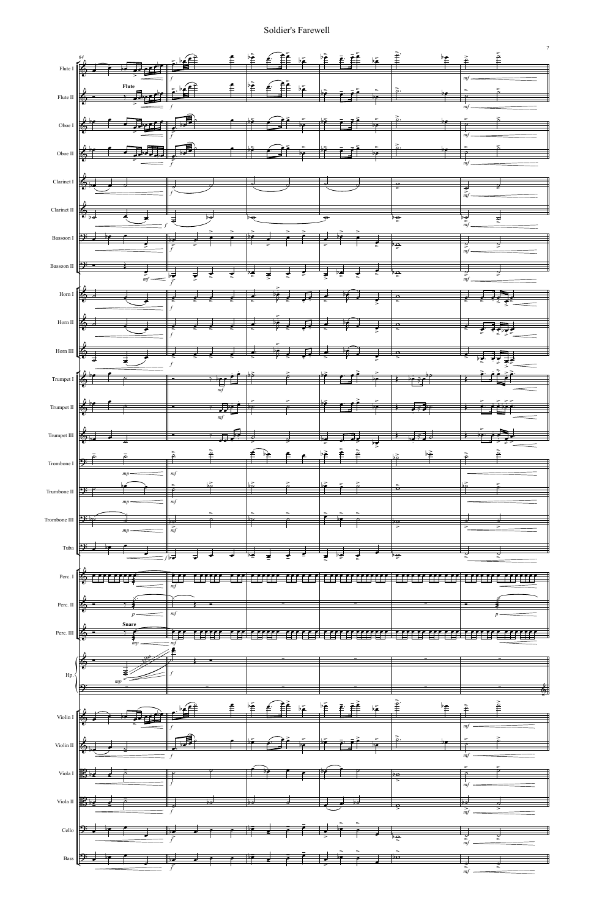# Soldier's Farewell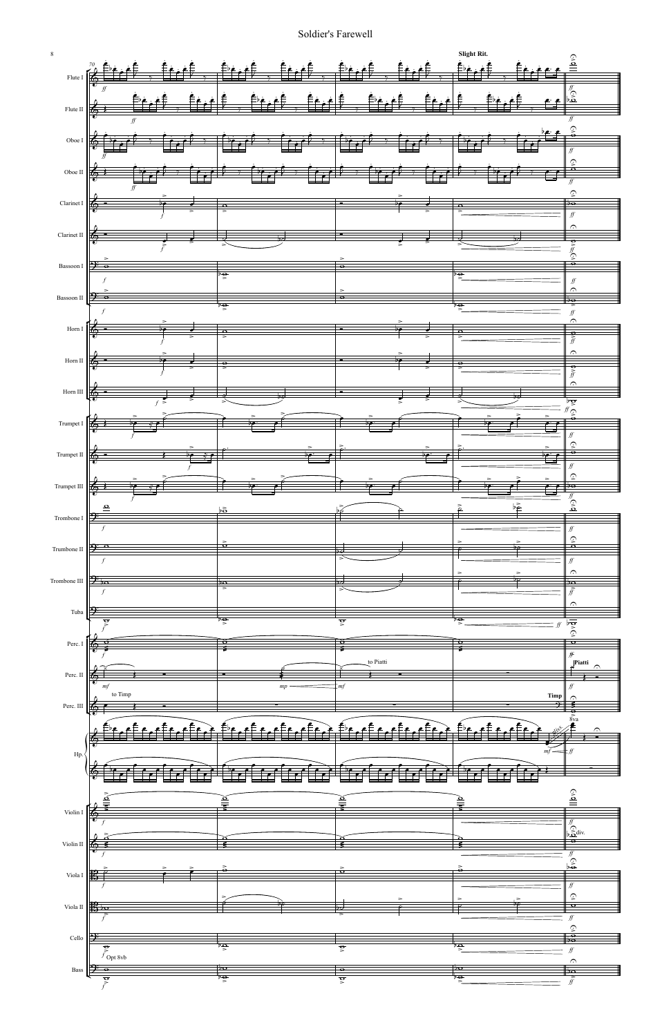Soldier's Farewell